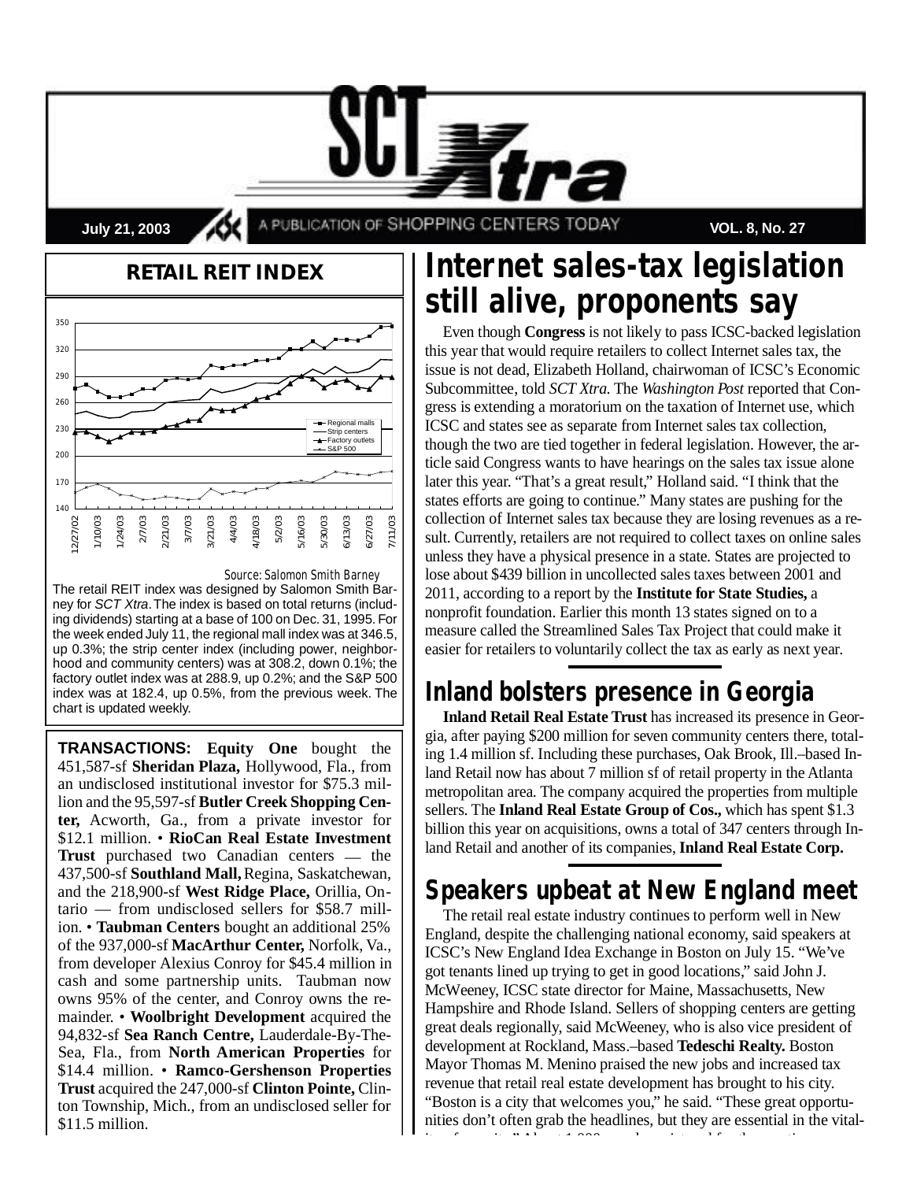# SCT Xtra

July 21, 2003 — A PUBLICATION OF SHOPPING CENTERS TODAY — VOL. 8, No. 27

## RETAIL REIT INDEX

Source: Salomon Smith Barney

The retail REIT index was designed by Salomon Smith Barney for *SCT Xtra*. The index is based on total returns (including dividends) starting at a base of 100 on Dec. 31, 1995. For the week ended July 11, the regional mall index was at 346.5, up 0.3%; the strip center index (including power, neighborhood and community centers) was at 308.2, down 0.1%; the factory outlet index was at 288.9, up 0.2%; and the S&P 500 index was at 182.4, up 0.5%, from the previous week. The chart is updated weekly.

**TRANSACTIONS: Equity One** bought the 451,587-sf **Sheridan Plaza,** Hollywood, Fla., from an undisclosed institutional investor for $75.3 million and the 95,597-sf **Butler Creek Shopping Center,** Acworth, Ga., from a private investor for $12.1 million. • **RioCan Real Estate Investment Trust** purchased two Canadian centers — the 437,500-sf **Southland Mall,** Regina, Saskatchewan, and the 218,900-sf **West Ridge Place,** Orillia, Ontario — from undisclosed sellers for $58.7 million. • **Taubman Centers** bought an additional 25% of the 937,000-sf **MacArthur Center,** Norfolk, Va., from developer Alexius Conroy for $45.4 million in cash and some partnership units. Taubman now owns 95% of the center, and Conroy owns the remainder. • **Woolbright Development** acquired the 94,832-sf **Sea Ranch Centre,** Lauderdale-By-The-Sea, Fla., from **North American Properties** for $14.4 million. • **Ramco-Gershenson Properties Trust** acquired the 247,000-sf **Clinton Pointe,** Clinton Township, Mich., from an undisclosed seller for $11.5 million.

## Internet sales-tax legislation still alive, proponents say

Even though **Congress** is not likely to pass ICSC-backed legislation this year that would require retailers to collect Internet sales tax, the issue is not dead, Elizabeth Holland, chairwoman of ICSC's Economic Subcommittee, told *SCT Xtra.* The *Washington Post* reported that Congress is extending a moratorium on the taxation of Internet use, which ICSC and states see as separate from Internet sales tax collection, though the two are tied together in federal legislation. However, the article said Congress wants to have hearings on the sales tax issue alone later this year. "That's a great result," Holland said. "I think that the states efforts are going to continue." Many states are pushing for the collection of Internet sales tax because they are losing revenues as a result. Currently, retailers are not required to collect taxes on online sales unless they have a physical presence in a state. States are projected to lose about $439 billion in uncollected sales taxes between 2001 and 2011, according to a report by the **Institute for State Studies,** a nonprofit foundation. Earlier this month 13 states signed on to a measure called the Streamlined Sales Tax Project that could make it easier for retailers to voluntarily collect the tax as early as next year.

## Inland bolsters presence in Georgia

**Inland Retail Real Estate Trust** has increased its presence in Georgia, after paying $200 million for seven community centers there, totaling 1.4 million sf. Including these purchases, Oak Brook, Ill.–based Inland Retail now has about 7 million sf of retail property in the Atlanta metropolitan area. The company acquired the properties from multiple sellers. The **Inland Real Estate Group of Cos.,** which has spent $1.3 billion this year on acquisitions, owns a total of 347 centers through Inland Retail and another of its companies, **Inland Real Estate Corp.**

## Speakers upbeat at New England meet

The retail real estate industry continues to perform well in New England, despite the challenging national economy, said speakers at ICSC's New England Idea Exchange in Boston on July 15. "We've got tenants lined up trying to get in good locations," said John J. McWeeney, ICSC state director for Maine, Massachusetts, New Hampshire and Rhode Island. Sellers of shopping centers are getting great deals regionally, said McWeeney, who is also vice president of development at Rockland, Mass.–based **Tedeschi Realty.** Boston Mayor Thomas M. Menino praised the new jobs and increased tax revenue that retail real estate development has brought to his city. "Boston is a city that welcomes you," he said. "These great opportunities don't often grab the headlines, but they are essential in the vital-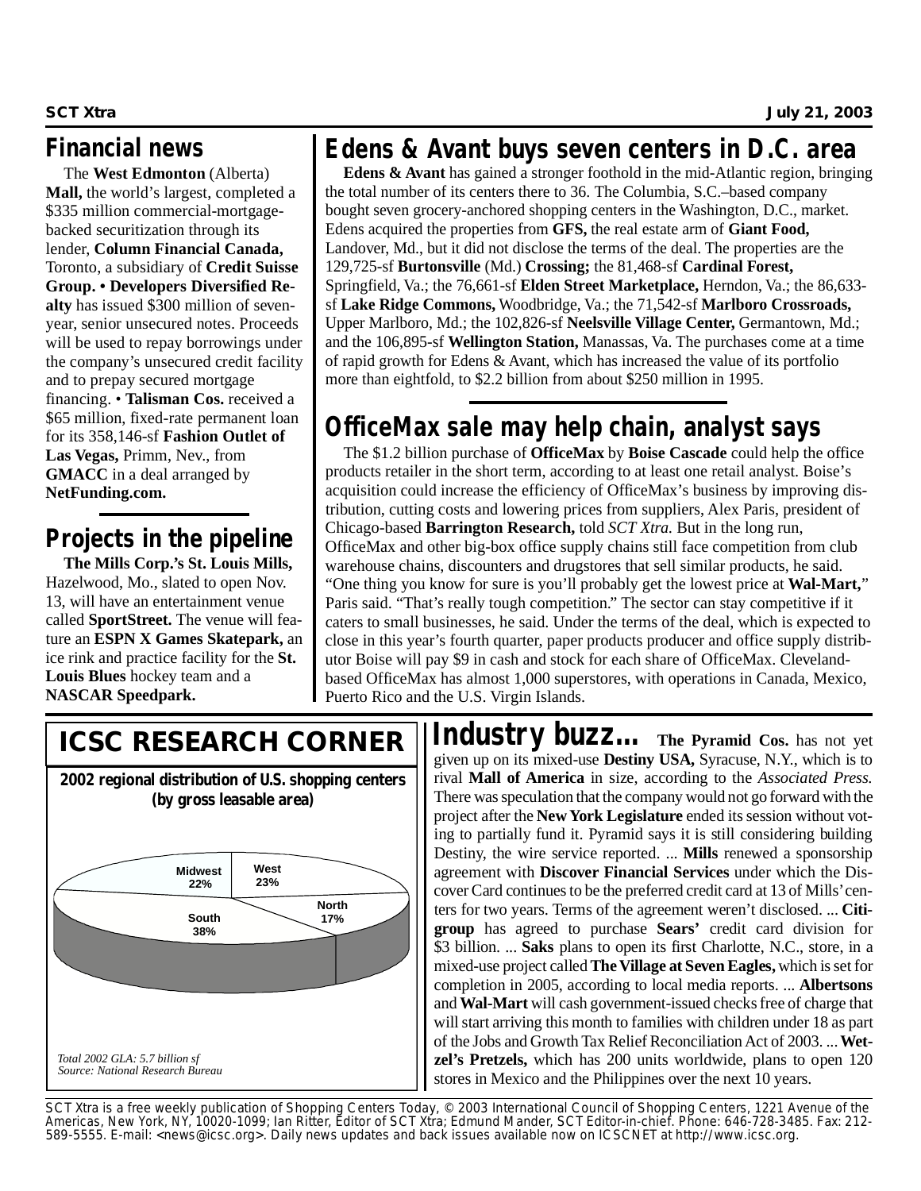## Financial news

The **West Edmonton** (Alberta) **Mall,** the world's largest, completed a $335 million commercial-mortgage-backed securitization through its lender, **Column Financial Canada,** Toronto, a subsidiary of **Credit Suisse Group.** • **Developers Diversified Realty** has issued $300 million of seven-year, senior unsecured notes. Proceeds will be used to repay borrowings under the company's unsecured credit facility and to prepay secured mortgage financing. • **Talisman Cos.** received a $65 million, fixed-rate permanent loan for its 358,146-sf **Fashion Outlet of Las Vegas,** Primm, Nev., from **GMACC** in a deal arranged by **NetFunding.com.**

## Projects in the pipeline

**The Mills Corp.'s St. Louis Mills,** Hazelwood, Mo., slated to open Nov. 13, will have an entertainment venue called **SportStreet.** The venue will feature an **ESPN X Games Skatepark,** an ice rink and practice facility for the **St. Louis Blues** hockey team and a **NASCAR Speedpark.**

## Edens & Avant buys seven centers in D.C. area

**Edens & Avant** has gained a stronger foothold in the mid-Atlantic region, bringing the total number of its centers there to 36. The Columbia, S.C.–based company bought seven grocery-anchored shopping centers in the Washington, D.C., market. Edens acquired the properties from **GFS,** the real estate arm of **Giant Food,** Landover, Md., but it did not disclose the terms of the deal. The properties are the 129,725-sf **Burtonsville** (Md.) **Crossing;** the 81,468-sf **Cardinal Forest,** Springfield, Va.; the 76,661-sf **Elden Street Marketplace,** Herndon, Va.; the 86,633-sf **Lake Ridge Commons,** Woodbridge, Va.; the 71,542-sf **Marlboro Crossroads,** Upper Marlboro, Md.; the 102,826-sf **Neelsville Village Center,** Germantown, Md.; and the 106,895-sf **Wellington Station,** Manassas, Va. The purchases come at a time of rapid growth for Edens & Avant, which has increased the value of its portfolio more than eightfold, to $2.2 billion from about $250 million in 1995.

## OfficeMax sale may help chain, analyst says

The $1.2 billion purchase of **OfficeMax** by **Boise Cascade** could help the office products retailer in the short term, according to at least one retail analyst. Boise's acquisition could increase the efficiency of OfficeMax's business by improving distribution, cutting costs and lowering prices from suppliers, Alex Paris, president of Chicago-based **Barrington Research,** told *SCT Xtra.* But in the long run, OfficeMax and other big-box office supply chains still face competition from club warehouse chains, discounters and drugstores that sell similar products, he said. "One thing you know for sure is you'll probably get the lowest price at **Wal-Mart,**" Paris said. "That's really tough competition." The sector can stay competitive if it caters to small businesses, he said. Under the terms of the deal, which is expected to close in this year's fourth quarter, paper products producer and office supply distributor Boise will pay $9 in cash and stock for each share of OfficeMax. Cleveland-based OfficeMax has almost 1,000 superstores, with operations in Canada, Mexico, Puerto Rico and the U.S. Virgin Islands.

## ICSC RESEARCH CORNER

**2002 regional distribution of U.S. shopping centers (by gross leasable area)**

| Region | Share |
| --- | --- |
| South | 38% |
| West | 23% |
| Midwest | 22% |
| North | 17% |

*Total 2002 GLA: 5.7 billion sf*
*Source: National Research Bureau*

## Industry buzz...

**The Pyramid Cos.** has not yet given up on its mixed-use **Destiny USA,** Syracuse, N.Y., which is to rival **Mall of America** in size, according to the *Associated Press.* There was speculation that the company would not go forward with the project after the **New York Legislature** ended its session without voting to partially fund it. Pyramid says it is still considering building Destiny, the wire service reported. ... **Mills** renewed a sponsorship agreement with **Discover Financial Services** under which the Discover Card continues to be the preferred credit card at 13 of Mills' centers for two years. Terms of the agreement weren't disclosed. ... **Citigroup** has agreed to purchase **Sears'** credit card division for $3 billion. ... **Saks** plans to open its first Charlotte, N.C., store, in a mixed-use project called **The Village at Seven Eagles,** which is set for completion in 2005, according to local media reports. ... **Albertsons** and **Wal-Mart** will cash government-issued checks free of charge that will start arriving this month to families with children under 18 as part of the Jobs and Growth Tax Relief Reconciliation Act of 2003. ... **Wetzel's Pretzels,** which has 200 units worldwide, plans to open 120 stores in Mexico and the Philippines over the next 10 years.

SCT Xtra is a free weekly publication of Shopping Centers Today, © 2003 International Council of Shopping Centers, 1221 Avenue of the Americas, New York, NY, 10020-1099; Ian Ritter, Editor of SCT Xtra; Edmund Mander, SCT Editor-in-chief. Phone: 646-728-3485. Fax: 212-589-5555. E-mail: <news@icsc.org>. Daily news updates and back issues available now on ICSCNET at http://www.icsc.org.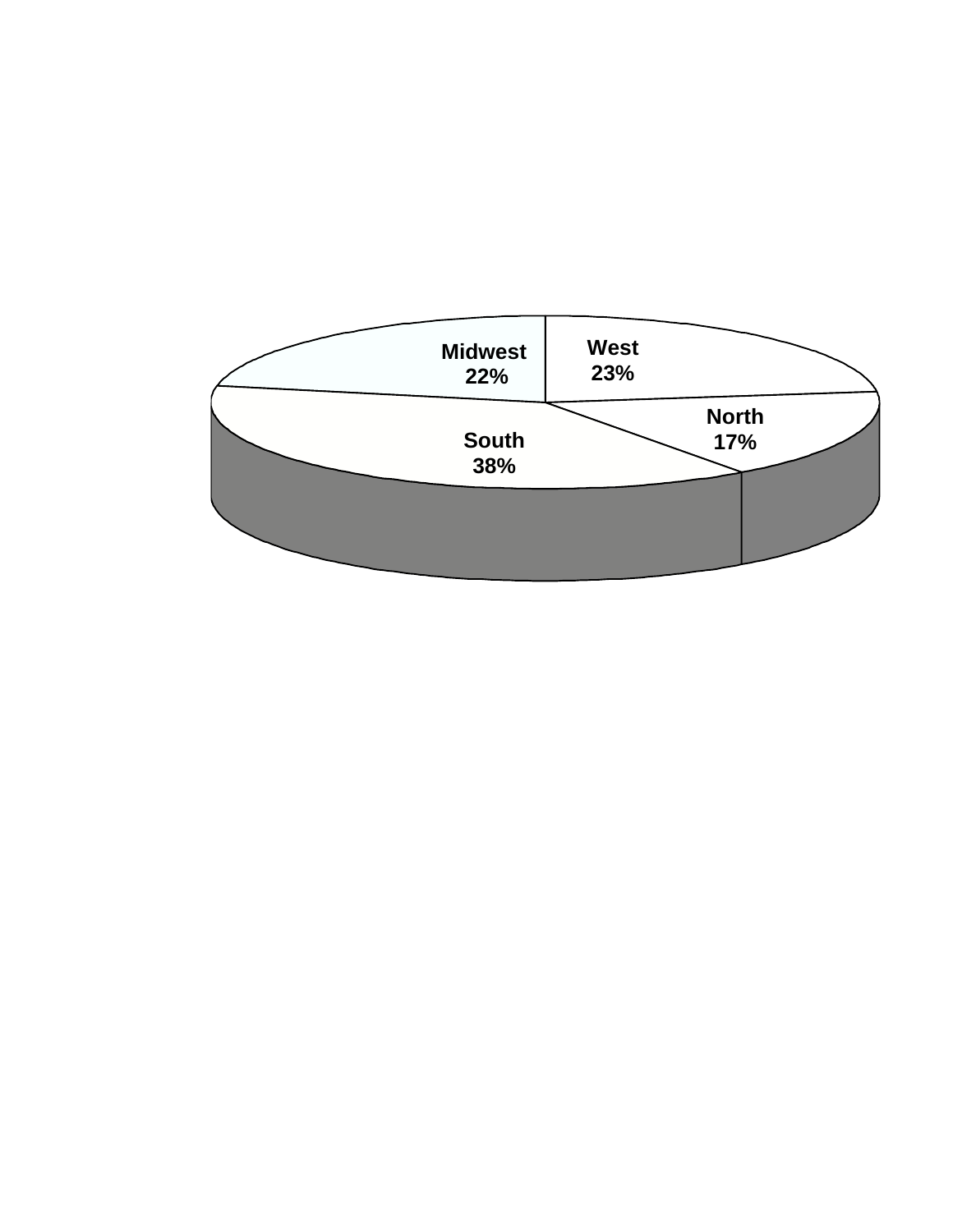Midwest
22%

West
23%

North
17%

South
38%